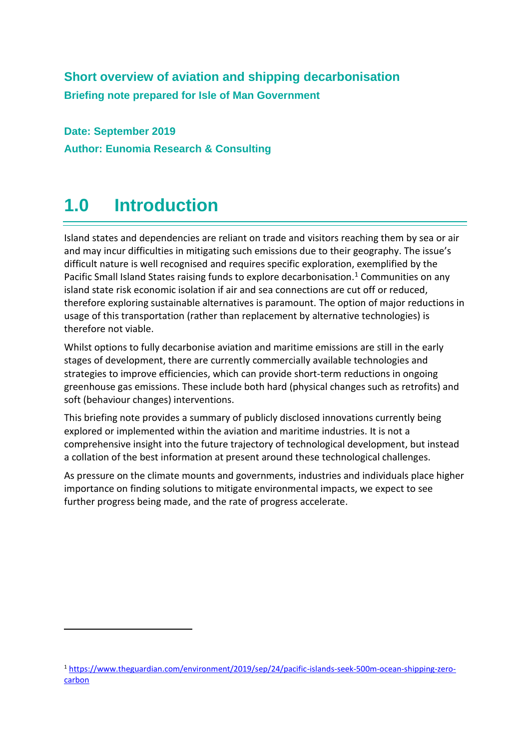## Short overview of aviation and shipping decarbonisation

### Briefing note prepared for Isle of Man Government

**Date: September 2019**

**Author: Eunomia Research & Consulting**

# 1.0 Introduction

Island states and dependencies are reliant on trade and visitors reaching them by sea or air and may incur difficulties in mitigating such emissions due to their geography. The issue's difficult nature is well recognised and requires specific exploration, exemplified by the Pacific Small Island States raising funds to explore decarbonisation.[1] Communities on any island state risk economic isolation if air and sea connections are cut off or reduced, therefore exploring sustainable alternatives is paramount. The option of major reductions in usage of this transportation (rather than replacement by alternative technologies) is therefore not viable.

Whilst options to fully decarbonise aviation and maritime emissions are still in the early stages of development, there are currently commercially available technologies and strategies to improve efficiencies, which can provide short-term reductions in ongoing greenhouse gas emissions. These include both hard (physical changes such as retrofits) and soft (behaviour changes) interventions.

This briefing note provides a summary of publicly disclosed innovations currently being explored or implemented within the aviation and maritime industries. It is not a comprehensive insight into the future trajectory of technological development, but instead a collation of the best information at present around these technological challenges.

As pressure on the climate mounts and governments, industries and individuals place higher importance on finding solutions to mitigate environmental impacts, we expect to see further progress being made, and the rate of progress accelerate.

---

[1] https://www.theguardian.com/environment/2019/sep/24/pacific-islands-seek-500m-ocean-shipping-zero-carbon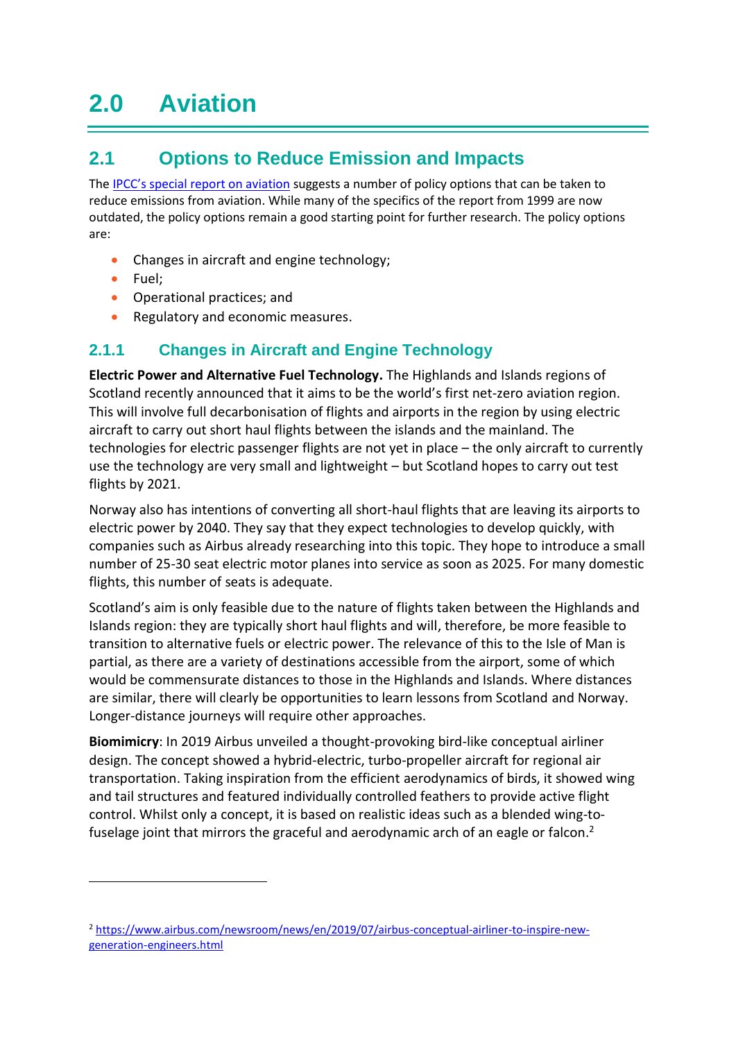# 2.0 Aviation

## 2.1 Options to Reduce Emission and Impacts

The IPCC's special report on aviation suggests a number of policy options that can be taken to reduce emissions from aviation. While many of the specifics of the report from 1999 are now outdated, the policy options remain a good starting point for further research. The policy options are:

- Changes in aircraft and engine technology;
- Fuel;
- Operational practices; and
- Regulatory and economic measures.

### 2.1.1 Changes in Aircraft and Engine Technology

**Electric Power and Alternative Fuel Technology.** The Highlands and Islands regions of Scotland recently announced that it aims to be the world's first net-zero aviation region. This will involve full decarbonisation of flights and airports in the region by using electric aircraft to carry out short haul flights between the islands and the mainland. The technologies for electric passenger flights are not yet in place – the only aircraft to currently use the technology are very small and lightweight – but Scotland hopes to carry out test flights by 2021.

Norway also has intentions of converting all short-haul flights that are leaving its airports to electric power by 2040. They say that they expect technologies to develop quickly, with companies such as Airbus already researching into this topic. They hope to introduce a small number of 25-30 seat electric motor planes into service as soon as 2025. For many domestic flights, this number of seats is adequate.

Scotland's aim is only feasible due to the nature of flights taken between the Highlands and Islands region: they are typically short haul flights and will, therefore, be more feasible to transition to alternative fuels or electric power. The relevance of this to the Isle of Man is partial, as there are a variety of destinations accessible from the airport, some of which would be commensurate distances to those in the Highlands and Islands. Where distances are similar, there will clearly be opportunities to learn lessons from Scotland and Norway. Longer-distance journeys will require other approaches.

**Biomimicry**: In 2019 Airbus unveiled a thought-provoking bird-like conceptual airliner design. The concept showed a hybrid-electric, turbo-propeller aircraft for regional air transportation. Taking inspiration from the efficient aerodynamics of birds, it showed wing and tail structures and featured individually controlled feathers to provide active flight control. Whilst only a concept, it is based on realistic ideas such as a blended wing-to-fuselage joint that mirrors the graceful and aerodynamic arch of an eagle or falcon.[2]

---

[2] https://www.airbus.com/newsroom/news/en/2019/07/airbus-conceptual-airliner-to-inspire-new-generation-engineers.html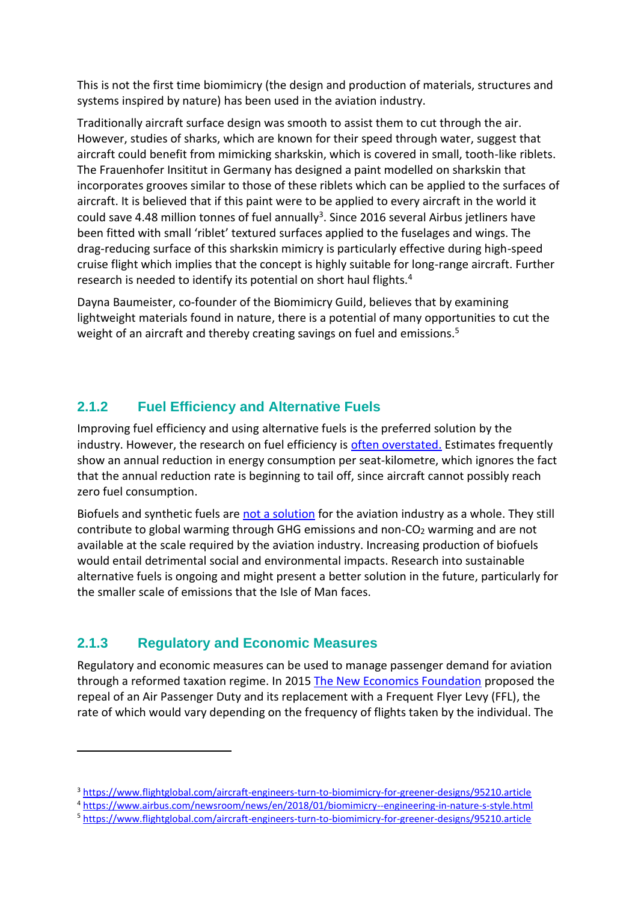This is not the first time biomimicry (the design and production of materials, structures and systems inspired by nature) has been used in the aviation industry.

Traditionally aircraft surface design was smooth to assist them to cut through the air. However, studies of sharks, which are known for their speed through water, suggest that aircraft could benefit from mimicking sharkskin, which is covered in small, tooth-like riblets. The Frauenhofer Insititut in Germany has designed a paint modelled on sharkskin that incorporates grooves similar to those of these riblets which can be applied to the surfaces of aircraft. It is believed that if this paint were to be applied to every aircraft in the world it could save 4.48 million tonnes of fuel annually[3]. Since 2016 several Airbus jetliners have been fitted with small 'riblet' textured surfaces applied to the fuselages and wings. The drag-reducing surface of this sharkskin mimicry is particularly effective during high-speed cruise flight which implies that the concept is highly suitable for long-range aircraft. Further research is needed to identify its potential on short haul flights.[4]

Dayna Baumeister, co-founder of the Biomimicry Guild, believes that by examining lightweight materials found in nature, there is a potential of many opportunities to cut the weight of an aircraft and thereby creating savings on fuel and emissions.[5]

### 2.1.2 Fuel Efficiency and Alternative Fuels

Improving fuel efficiency and using alternative fuels is the preferred solution by the industry. However, the research on fuel efficiency is often overstated. Estimates frequently show an annual reduction in energy consumption per seat-kilometre, which ignores the fact that the annual reduction rate is beginning to tail off, since aircraft cannot possibly reach zero fuel consumption.

Biofuels and synthetic fuels are not a solution for the aviation industry as a whole. They still contribute to global warming through GHG emissions and non-$CO_2$ warming and are not available at the scale required by the aviation industry. Increasing production of biofuels would entail detrimental social and environmental impacts. Research into sustainable alternative fuels is ongoing and might present a better solution in the future, particularly for the smaller scale of emissions that the Isle of Man faces.

### 2.1.3 Regulatory and Economic Measures

Regulatory and economic measures can be used to manage passenger demand for aviation through a reformed taxation regime. In 2015 The New Economics Foundation proposed the repeal of an Air Passenger Duty and its replacement with a Frequent Flyer Levy (FFL), the rate of which would vary depending on the frequency of flights taken by the individual. The

---

[3] https://www.flightglobal.com/aircraft-engineers-turn-to-biomimicry-for-greener-designs/95210.article

[4] https://www.airbus.com/newsroom/news/en/2018/01/biomimicry--engineering-in-nature-s-style.html

[5] https://www.flightglobal.com/aircraft-engineers-turn-to-biomimicry-for-greener-designs/95210.article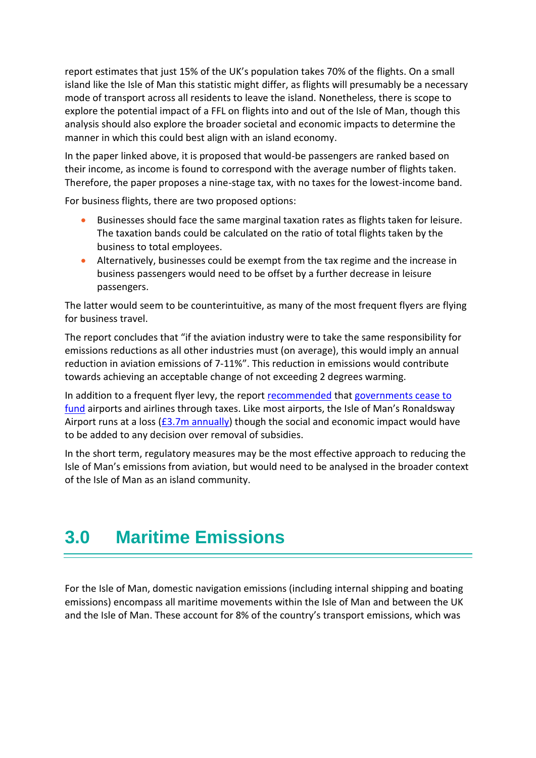report estimates that just 15% of the UK's population takes 70% of the flights. On a small island like the Isle of Man this statistic might differ, as flights will presumably be a necessary mode of transport across all residents to leave the island. Nonetheless, there is scope to explore the potential impact of a FFL on flights into and out of the Isle of Man, though this analysis should also explore the broader societal and economic impacts to determine the manner in which this could best align with an island economy.

In the paper linked above, it is proposed that would-be passengers are ranked based on their income, as income is found to correspond with the average number of flights taken. Therefore, the paper proposes a nine-stage tax, with no taxes for the lowest-income band.

For business flights, there are two proposed options:

- Businesses should face the same marginal taxation rates as flights taken for leisure. The taxation bands could be calculated on the ratio of total flights taken by the business to total employees.
- Alternatively, businesses could be exempt from the tax regime and the increase in business passengers would need to be offset by a further decrease in leisure passengers.

The latter would seem to be counterintuitive, as many of the most frequent flyers are flying for business travel.

The report concludes that "if the aviation industry were to take the same responsibility for emissions reductions as all other industries must (on average), this would imply an annual reduction in aviation emissions of 7-11%". This reduction in emissions would contribute towards achieving an acceptable change of not exceeding 2 degrees warming.

In addition to a frequent flyer levy, the report recommended that governments cease to fund airports and airlines through taxes. Like most airports, the Isle of Man's Ronaldsway Airport runs at a loss (£3.7m annually) though the social and economic impact would have to be added to any decision over removal of subsidies.

In the short term, regulatory measures may be the most effective approach to reducing the Isle of Man's emissions from aviation, but would need to be analysed in the broader context of the Isle of Man as an island community.

# 3.0 Maritime Emissions

For the Isle of Man, domestic navigation emissions (including internal shipping and boating emissions) encompass all maritime movements within the Isle of Man and between the UK and the Isle of Man. These account for 8% of the country's transport emissions, which was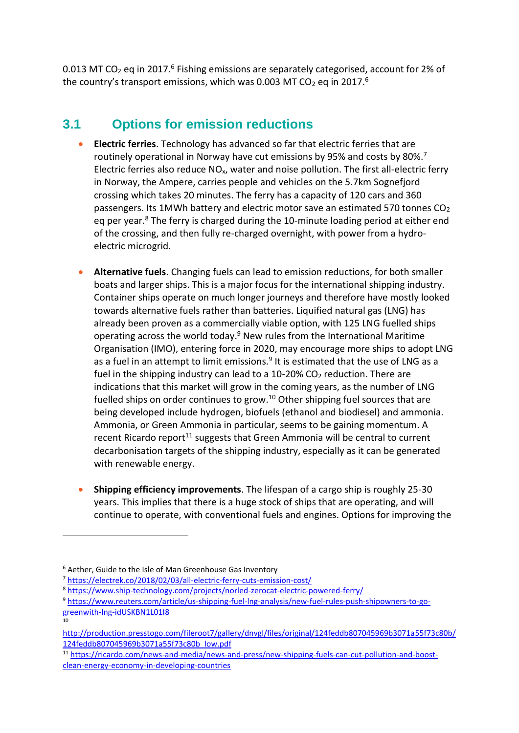0.013 MT $CO_2$ eq in 2017.[6] Fishing emissions are separately categorised, account for 2% of the country's transport emissions, which was 0.003 MT $CO_2$ eq in 2017.[6]

## 3.1 Options for emission reductions

- **Electric ferries**. Technology has advanced so far that electric ferries that are routinely operational in Norway have cut emissions by 95% and costs by 80%.[7] Electric ferries also reduce $NO_x$, water and noise pollution. The first all-electric ferry in Norway, the Ampere, carries people and vehicles on the 5.7km Sognefjord crossing which takes 20 minutes. The ferry has a capacity of 120 cars and 360 passengers. Its 1MWh battery and electric motor save an estimated 570 tonnes $CO_2$ eq per year.[8] The ferry is charged during the 10-minute loading period at either end of the crossing, and then fully re-charged overnight, with power from a hydro-electric microgrid.

- **Alternative fuels**. Changing fuels can lead to emission reductions, for both smaller boats and larger ships. This is a major focus for the international shipping industry. Container ships operate on much longer journeys and therefore have mostly looked towards alternative fuels rather than batteries. Liquified natural gas (LNG) has already been proven as a commercially viable option, with 125 LNG fuelled ships operating across the world today.[9] New rules from the International Maritime Organisation (IMO), entering force in 2020, may encourage more ships to adopt LNG as a fuel in an attempt to limit emissions.[9] It is estimated that the use of LNG as a fuel in the shipping industry can lead to a 10-20% $CO_2$ reduction. There are indications that this market will grow in the coming years, as the number of LNG fuelled ships on order continues to grow.[10] Other shipping fuel sources that are being developed include hydrogen, biofuels (ethanol and biodiesel) and ammonia. Ammonia, or Green Ammonia in particular, seems to be gaining momentum. A recent Ricardo report[11] suggests that Green Ammonia will be central to current decarbonisation targets of the shipping industry, especially as it can be generated with renewable energy.

- **Shipping efficiency improvements**. The lifespan of a cargo ship is roughly 25-30 years. This implies that there is a huge stock of ships that are operating, and will continue to operate, with conventional fuels and engines. Options for improving the

---

[6] Aether, Guide to the Isle of Man Greenhouse Gas Inventory

[7] https://electrek.co/2018/02/03/all-electric-ferry-cuts-emission-cost/

[8] https://www.ship-technology.com/projects/norled-zerocat-electric-powered-ferry/

[9] https://www.reuters.com/article/us-shipping-fuel-lng-analysis/new-fuel-rules-push-shipowners-to-go-greenwith-lng-idUSKBN1L01I8

[10] http://production.presstogo.com/fileroot7/gallery/dnvgl/files/original/124feddb807045969b3071a55f73c80b/124feddb807045969b3071a55f73c80b_low.pdf

[11] https://ricardo.com/news-and-media/news-and-press/new-shipping-fuels-can-cut-pollution-and-boost-clean-energy-economy-in-developing-countries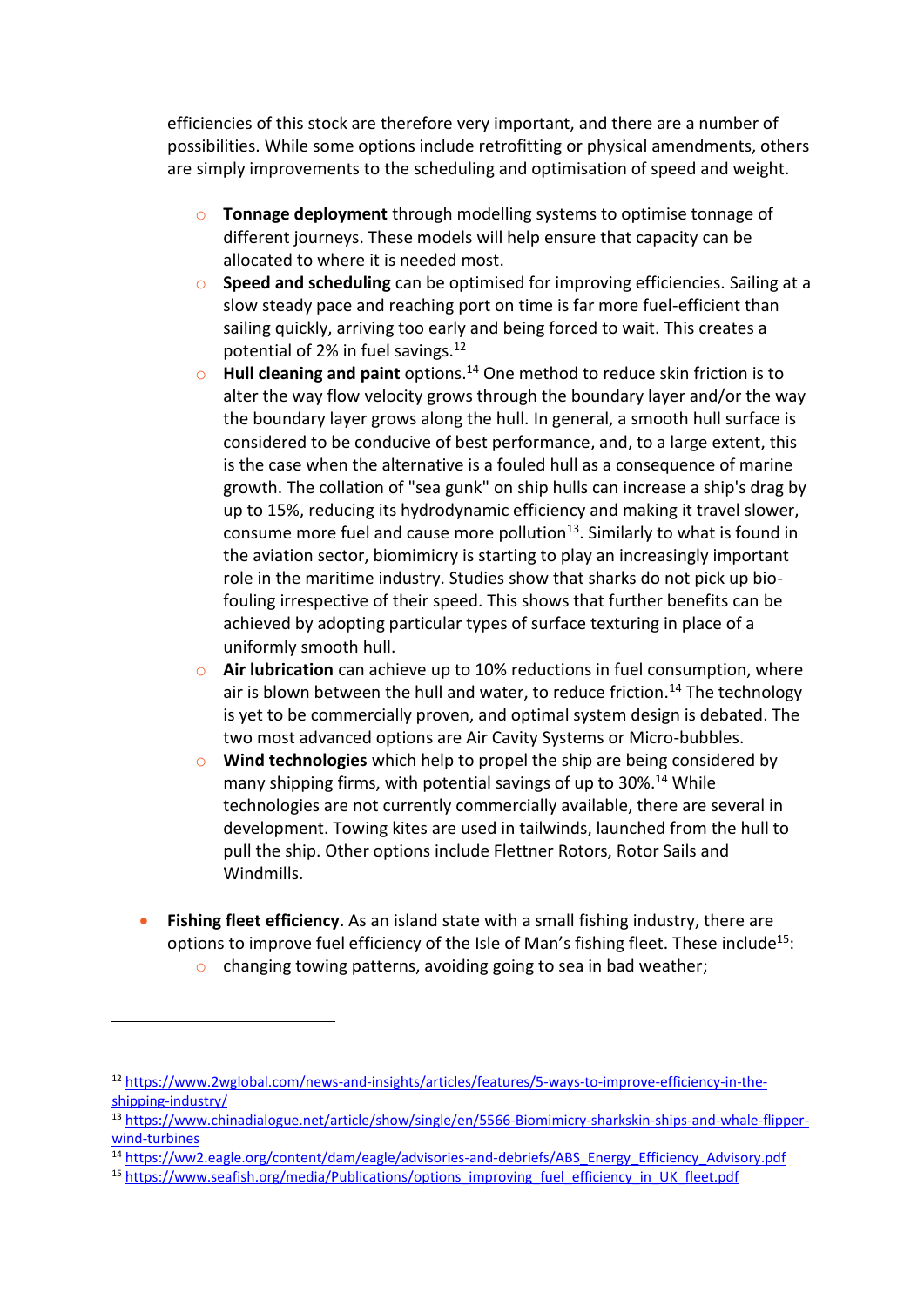efficiencies of this stock are therefore very important, and there are a number of possibilities. While some options include retrofitting or physical amendments, others are simply improvements to the scheduling and optimisation of speed and weight.

- **Tonnage deployment** through modelling systems to optimise tonnage of different journeys. These models will help ensure that capacity can be allocated to where it is needed most.
- **Speed and scheduling** can be optimised for improving efficiencies. Sailing at a slow steady pace and reaching port on time is far more fuel-efficient than sailing quickly, arriving too early and being forced to wait. This creates a potential of 2% in fuel savings.[12]
- **Hull cleaning and paint** options.[14] One method to reduce skin friction is to alter the way flow velocity grows through the boundary layer and/or the way the boundary layer grows along the hull. In general, a smooth hull surface is considered to be conducive of best performance, and, to a large extent, this is the case when the alternative is a fouled hull as a consequence of marine growth. The collation of "sea gunk" on ship hulls can increase a ship's drag by up to 15%, reducing its hydrodynamic efficiency and making it travel slower, consume more fuel and cause more pollution[13]. Similarly to what is found in the aviation sector, biomimicry is starting to play an increasingly important role in the maritime industry. Studies show that sharks do not pick up bio-fouling irrespective of their speed. This shows that further benefits can be achieved by adopting particular types of surface texturing in place of a uniformly smooth hull.
- **Air lubrication** can achieve up to 10% reductions in fuel consumption, where air is blown between the hull and water, to reduce friction.[14] The technology is yet to be commercially proven, and optimal system design is debated. The two most advanced options are Air Cavity Systems or Micro-bubbles.
- **Wind technologies** which help to propel the ship are being considered by many shipping firms, with potential savings of up to 30%.[14] While technologies are not currently commercially available, there are several in development. Towing kites are used in tailwinds, launched from the hull to pull the ship. Other options include Flettner Rotors, Rotor Sails and Windmills.

- **Fishing fleet efficiency**. As an island state with a small fishing industry, there are options to improve fuel efficiency of the Isle of Man's fishing fleet. These include[15]:
  - changing towing patterns, avoiding going to sea in bad weather;

---

[12] https://www.2wglobal.com/news-and-insights/articles/features/5-ways-to-improve-efficiency-in-the-shipping-industry/

[13] https://www.chinadialogue.net/article/show/single/en/5566-Biomimicry-sharkskin-ships-and-whale-flipper-wind-turbines

[14] https://ww2.eagle.org/content/dam/eagle/advisories-and-debriefs/ABS_Energy_Efficiency_Advisory.pdf

[15] https://www.seafish.org/media/Publications/options_improving_fuel_efficiency_in_UK_fleet.pdf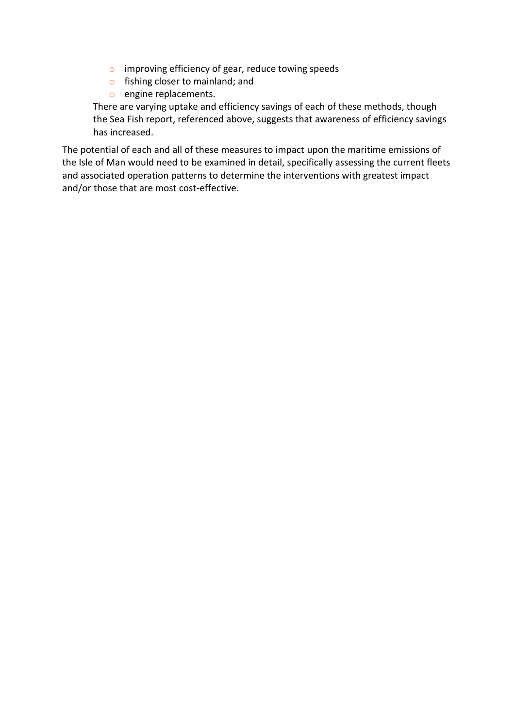- improving efficiency of gear, reduce towing speeds
    - fishing closer to mainland; and
    - engine replacements.

  There are varying uptake and efficiency savings of each of these methods, though the Sea Fish report, referenced above, suggests that awareness of efficiency savings has increased.

The potential of each and all of these measures to impact upon the maritime emissions of the Isle of Man would need to be examined in detail, specifically assessing the current fleets and associated operation patterns to determine the interventions with greatest impact and/or those that are most cost-effective.